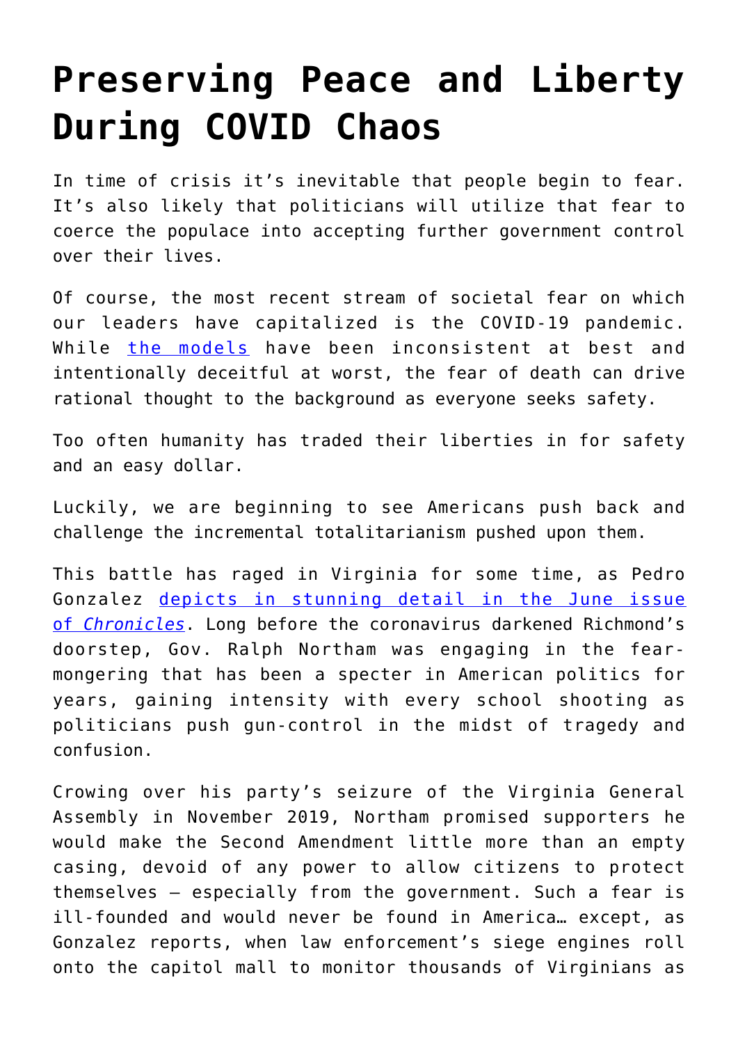# Preserving Peace and Liberty During COVID Chaos

In time of crisis it's inevitable that people begin to fear. It's also likely that politicians will utilize that fear to coerce the populace into accepting further government control over their lives.

Of course, the most recent stream of societal fear on which our leaders have capitalized is the COVID-19 pandemic. While [the models](#) have been inconsistent at best and intentionally deceitful at worst, the fear of death can drive rational thought to the background as everyone seeks safety.

Too often humanity has traded their liberties in for safety and an easy dollar.

Luckily, we are beginning to see Americans push back and challenge the incremental totalitarianism pushed upon them.

This battle has raged in Virginia for some time, as Pedro Gonzalez [depicts in stunning detail in the June issue of *Chronicles*](#). Long before the coronavirus darkened Richmond's doorstep, Gov. Ralph Northam was engaging in the fear-mongering that has been a specter in American politics for years, gaining intensity with every school shooting as politicians push gun-control in the midst of tragedy and confusion.

Crowing over his party's seizure of the Virginia General Assembly in November 2019, Northam promised supporters he would make the Second Amendment little more than an empty casing, devoid of any power to allow citizens to protect themselves – especially from the government. Such a fear is ill-founded and would never be found in America… except, as Gonzalez reports, when law enforcement's siege engines roll onto the capitol mall to monitor thousands of Virginians as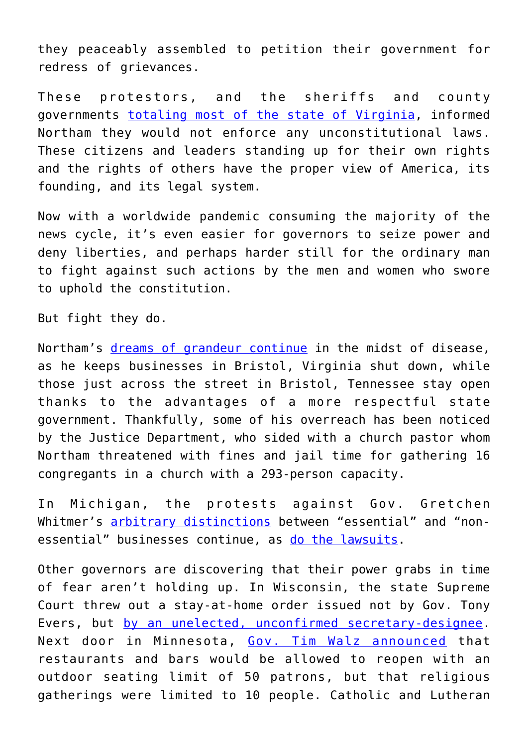they peaceably assembled to petition their government for redress of grievances.

These protestors, and the sheriffs and county governments [totaling most of the state of Virginia], informed Northam they would not enforce any unconstitutional laws. These citizens and leaders standing up for their own rights and the rights of others have the proper view of America, its founding, and its legal system.

Now with a worldwide pandemic consuming the majority of the news cycle, it's even easier for governors to seize power and deny liberties, and perhaps harder still for the ordinary man to fight against such actions by the men and women who swore to uphold the constitution.

But fight they do.

Northam's [dreams of grandeur continue] in the midst of disease, as he keeps businesses in Bristol, Virginia shut down, while those just across the street in Bristol, Tennessee stay open thanks to the advantages of a more respectful state government. Thankfully, some of his overreach has been noticed by the Justice Department, who sided with a church pastor whom Northam threatened with fines and jail time for gathering 16 congregants in a church with a 293-person capacity.

In Michigan, the protests against Gov. Gretchen Whitmer's [arbitrary distinctions] between "essential" and "non-essential" businesses continue, as [do the lawsuits].

Other governors are discovering that their power grabs in time of fear aren't holding up. In Wisconsin, the state Supreme Court threw out a stay-at-home order issued not by Gov. Tony Evers, but [by an unelected, unconfirmed secretary-designee]. Next door in Minnesota, [Gov. Tim Walz announced] that restaurants and bars would be allowed to reopen with an outdoor seating limit of 50 patrons, but that religious gatherings were limited to 10 people. Catholic and Lutheran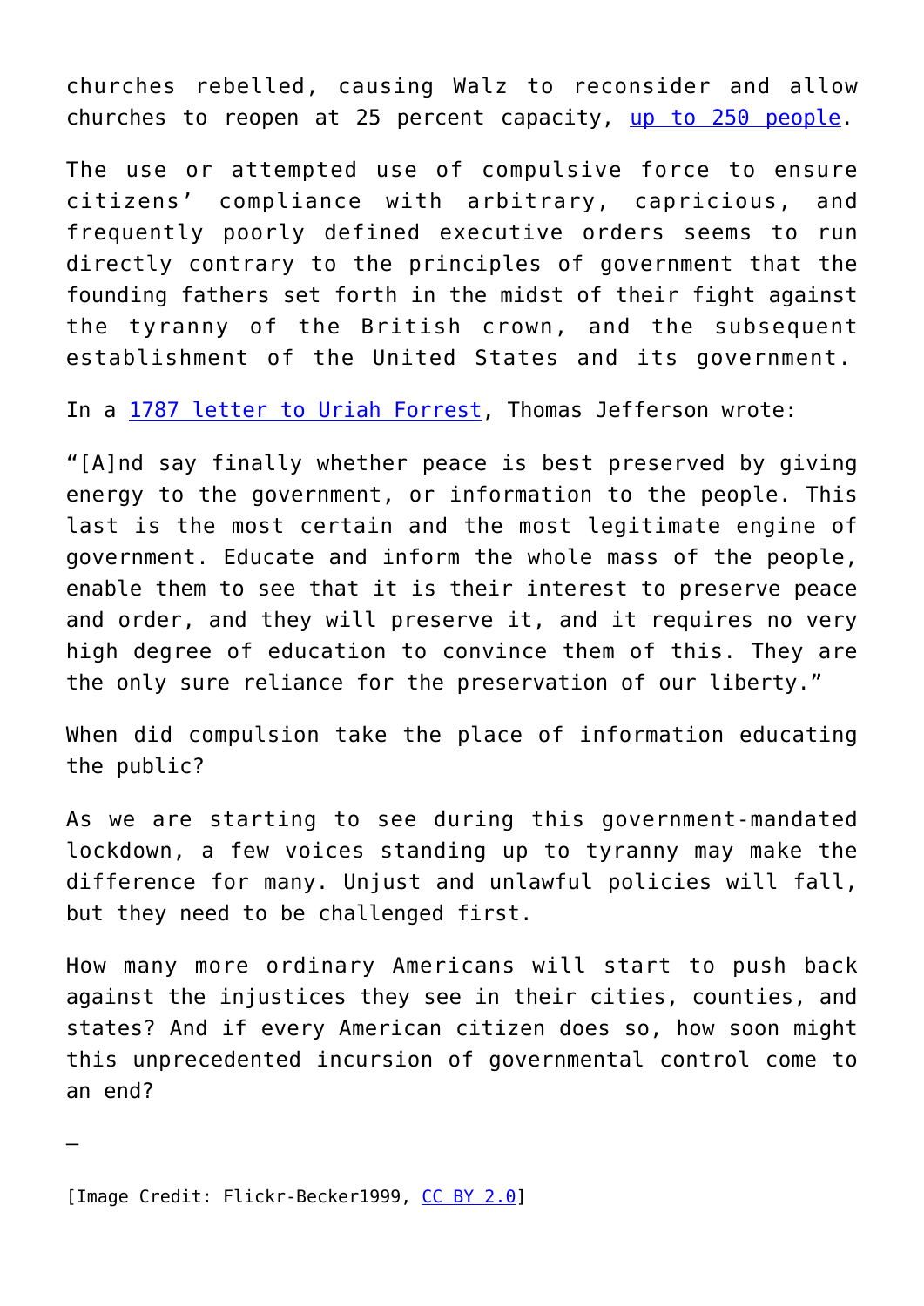churches rebelled, causing Walz to reconsider and allow churches to reopen at 25 percent capacity, [up to 250 people](#).

The use or attempted use of compulsive force to ensure citizens' compliance with arbitrary, capricious, and frequently poorly defined executive orders seems to run directly contrary to the principles of government that the founding fathers set forth in the midst of their fight against the tyranny of the British crown, and the subsequent establishment of the United States and its government.

In a [1787 letter to Uriah Forrest](#), Thomas Jefferson wrote:

"[A]nd say finally whether peace is best preserved by giving energy to the government, or information to the people. This last is the most certain and the most legitimate engine of government. Educate and inform the whole mass of the people, enable them to see that it is their interest to preserve peace and order, and they will preserve it, and it requires no very high degree of education to convince them of this. They are the only sure reliance for the preservation of our liberty."

When did compulsion take the place of information educating the public?

As we are starting to see during this government-mandated lockdown, a few voices standing up to tyranny may make the difference for many. Unjust and unlawful policies will fall, but they need to be challenged first.

How many more ordinary Americans will start to push back against the injustices they see in their cities, counties, and states? And if every American citizen does so, how soon might this unprecedented incursion of governmental control come to an end?

—

[Image Credit: Flickr-Becker1999, [CC BY 2.0](#)]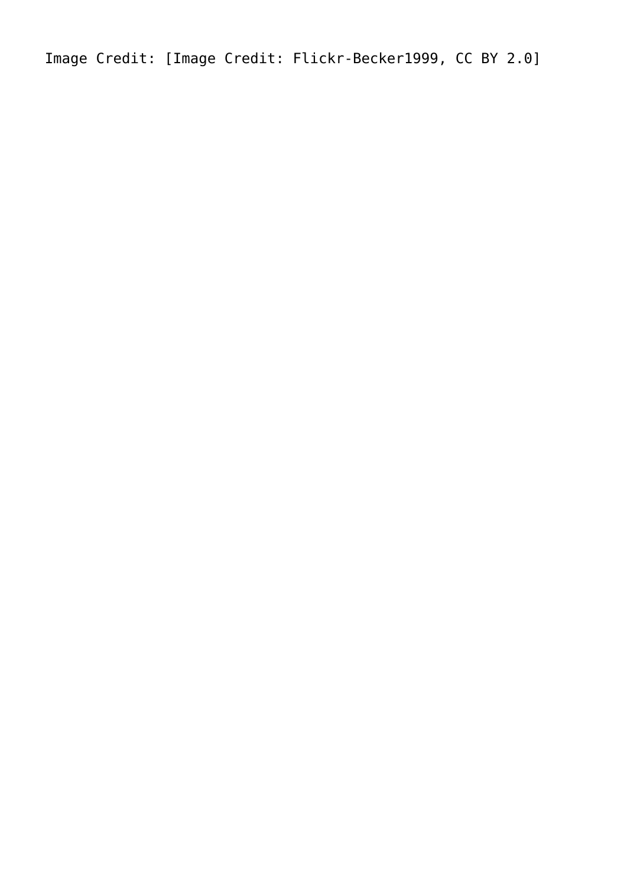Image Credit: [Image Credit: Flickr-Becker1999, CC BY 2.0]